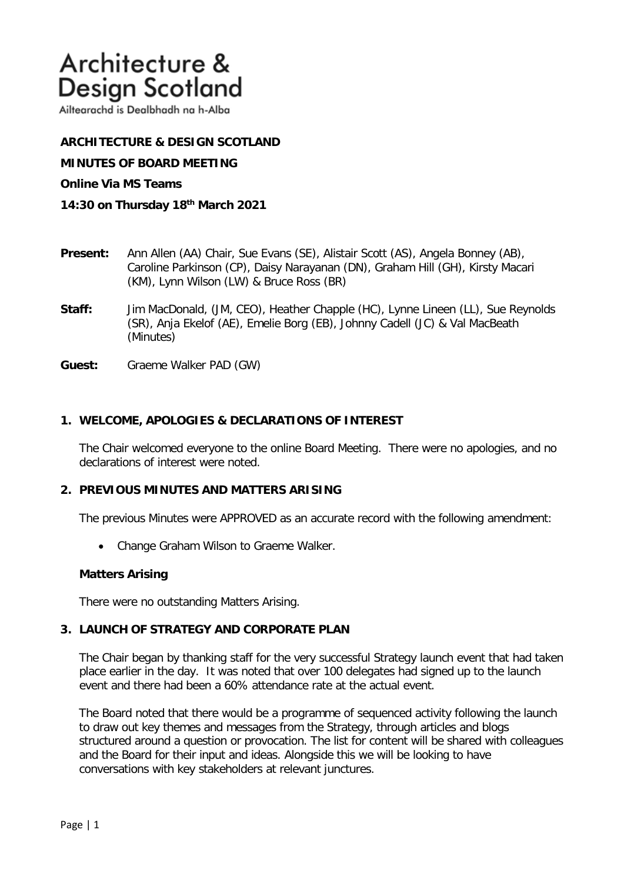# Architecture & Design Scotland

Ailtearachd is Dealbhadh na h-Alba

**ARCHITECTURE & DESIGN SCOTLAND**

**MINUTES OF BOARD MEETING**

**Online Via MS Teams**

**14:30 on Thursday 18th March 2021**

**Present:** Ann Allen (AA) Chair, Sue Evans (SE), Alistair Scott (AS), Angela Bonney (AB), Caroline Parkinson (CP), Daisy Narayanan (DN), Graham Hill (GH), Kirsty Macari (KM), Lynn Wilson (LW) & Bruce Ross (BR)

**Staff:** Jim MacDonald, (JM, CEO), Heather Chapple (HC), Lynne Lineen (LL), Sue Reynolds (SR), Anja Ekelof (AE), Emelie Borg (EB), Johnny Cadell (JC) & Val MacBeath (Minutes)

**Guest:** Graeme Walker PAD (GW)

## 1. WELCOME, APOLOGIES & DECLARATIONS OF INTEREST

The Chair welcomed everyone to the online Board Meeting. There were no apologies, and no declarations of interest were noted.

## 2. PREVIOUS MINUTES AND MATTERS ARISING

The previous Minutes were APPROVED as an accurate record with the following amendment:

- Change Graham Wilson to Graeme Walker.

**Matters Arising**

There were no outstanding Matters Arising.

## 3. LAUNCH OF STRATEGY AND CORPORATE PLAN

The Chair began by thanking staff for the very successful Strategy launch event that had taken place earlier in the day. It was noted that over 100 delegates had signed up to the launch event and there had been a 60% attendance rate at the actual event.

The Board noted that there would be a programme of sequenced activity following the launch to draw out key themes and messages from the Strategy, through articles and blogs structured around a question or provocation. The list for content will be shared with colleagues and the Board for their input and ideas. Alongside this we will be looking to have conversations with key stakeholders at relevant junctures.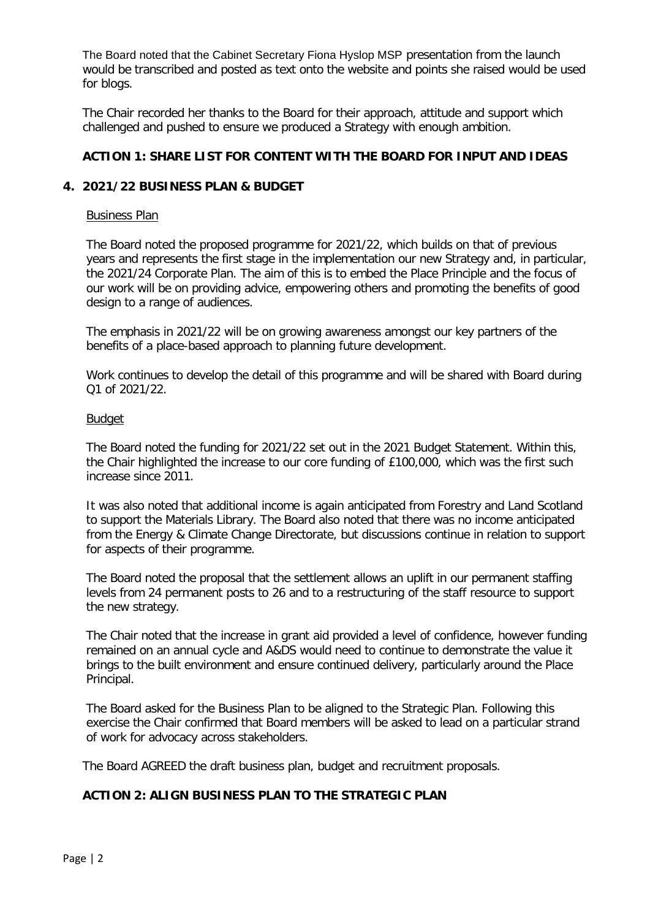The Board noted that the Cabinet Secretary Fiona Hyslop MSP presentation from the launch would be transcribed and posted as text onto the website and points she raised would be used for blogs.

The Chair recorded her thanks to the Board for their approach, attitude and support which challenged and pushed to ensure we produced a Strategy with enough ambition.

**ACTION 1: SHARE LIST FOR CONTENT WITH THE BOARD FOR INPUT AND IDEAS**

## 4. 2021/22 BUSINESS PLAN & BUDGET

Business Plan

The Board noted the proposed programme for 2021/22, which builds on that of previous years and represents the first stage in the implementation our new Strategy and, in particular, the 2021/24 Corporate Plan. The aim of this is to embed the Place Principle and the focus of our work will be on providing advice, empowering others and promoting the benefits of good design to a range of audiences.

The emphasis in 2021/22 will be on growing awareness amongst our key partners of the benefits of a place-based approach to planning future development.

Work continues to develop the detail of this programme and will be shared with Board during Q1 of 2021/22.

Budget

The Board noted the funding for 2021/22 set out in the 2021 Budget Statement. Within this, the Chair highlighted the increase to our core funding of £100,000, which was the first such increase since 2011.

It was also noted that additional income is again anticipated from Forestry and Land Scotland to support the Materials Library. The Board also noted that there was no income anticipated from the Energy & Climate Change Directorate, but discussions continue in relation to support for aspects of their programme.

The Board noted the proposal that the settlement allows an uplift in our permanent staffing levels from 24 permanent posts to 26 and to a restructuring of the staff resource to support the new strategy.

The Chair noted that the increase in grant aid provided a level of confidence, however funding remained on an annual cycle and A&DS would need to continue to demonstrate the value it brings to the built environment and ensure continued delivery, particularly around the Place Principal.

The Board asked for the Business Plan to be aligned to the Strategic Plan. Following this exercise the Chair confirmed that Board members will be asked to lead on a particular strand of work for advocacy across stakeholders.

The Board AGREED the draft business plan, budget and recruitment proposals.

**ACTION 2: ALIGN BUSINESS PLAN TO THE STRATEGIC PLAN**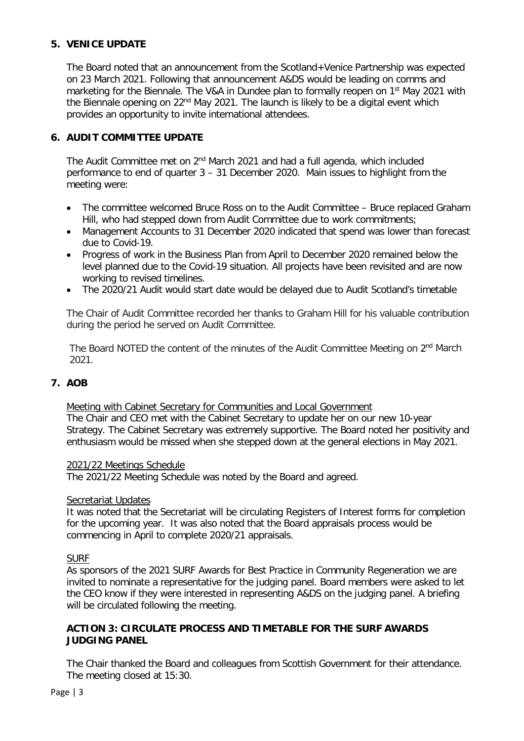## 5. VENICE UPDATE

The Board noted that an announcement from the Scotland+Venice Partnership was expected on 23 March 2021. Following that announcement A&DS would be leading on comms and marketing for the Biennale. The V&A in Dundee plan to formally reopen on 1st May 2021 with the Biennale opening on 22nd May 2021. The launch is likely to be a digital event which provides an opportunity to invite international attendees.

## 6. AUDIT COMMITTEE UPDATE

The Audit Committee met on 2nd March 2021 and had a full agenda, which included performance to end of quarter 3 – 31 December 2020. Main issues to highlight from the meeting were:

- The committee welcomed Bruce Ross on to the Audit Committee – Bruce replaced Graham Hill, who had stepped down from Audit Committee due to work commitments;
- Management Accounts to 31 December 2020 indicated that spend was lower than forecast due to Covid-19.
- Progress of work in the Business Plan from April to December 2020 remained below the level planned due to the Covid-19 situation. All projects have been revisited and are now working to revised timelines.
- The 2020/21 Audit would start date would be delayed due to Audit Scotland's timetable

The Chair of Audit Committee recorded her thanks to Graham Hill for his valuable contribution during the period he served on Audit Committee.

The Board NOTED the content of the minutes of the Audit Committee Meeting on 2nd March 2021.

## 7. AOB

Meeting with Cabinet Secretary for Communities and Local Government

The Chair and CEO met with the Cabinet Secretary to update her on our new 10-year Strategy. The Cabinet Secretary was extremely supportive. The Board noted her positivity and enthusiasm would be missed when she stepped down at the general elections in May 2021.

2021/22 Meetings Schedule

The 2021/22 Meeting Schedule was noted by the Board and agreed.

Secretariat Updates

It was noted that the Secretariat will be circulating Registers of Interest forms for completion for the upcoming year. It was also noted that the Board appraisals process would be commencing in April to complete 2020/21 appraisals.

SURF

As sponsors of the 2021 SURF Awards for Best Practice in Community Regeneration we are invited to nominate a representative for the judging panel. Board members were asked to let the CEO know if they were interested in representing A&DS on the judging panel. A briefing will be circulated following the meeting.

**ACTION 3: CIRCULATE PROCESS AND TIMETABLE FOR THE SURF AWARDS JUDGING PANEL**

The Chair thanked the Board and colleagues from Scottish Government for their attendance. The meeting closed at 15:30.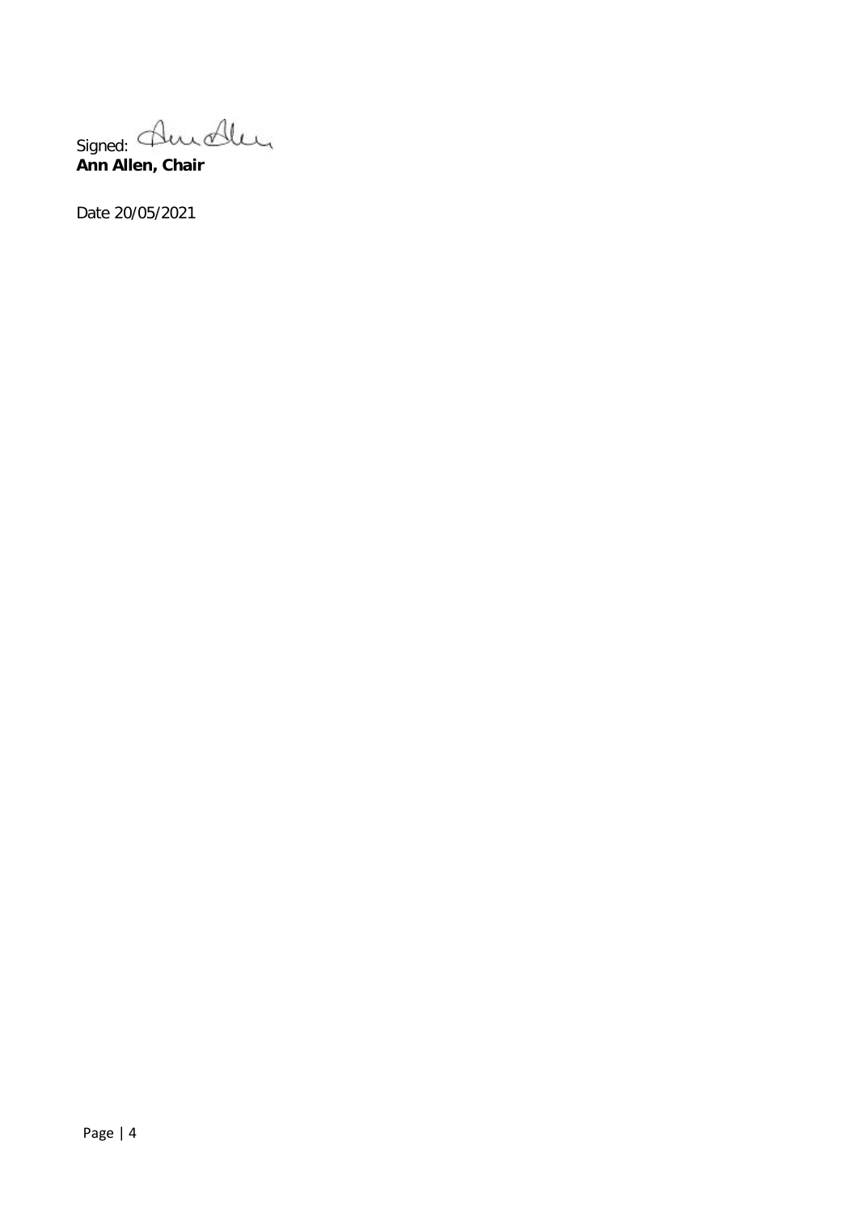Signed:

**Ann Allen, Chair**

Date 20/05/2021